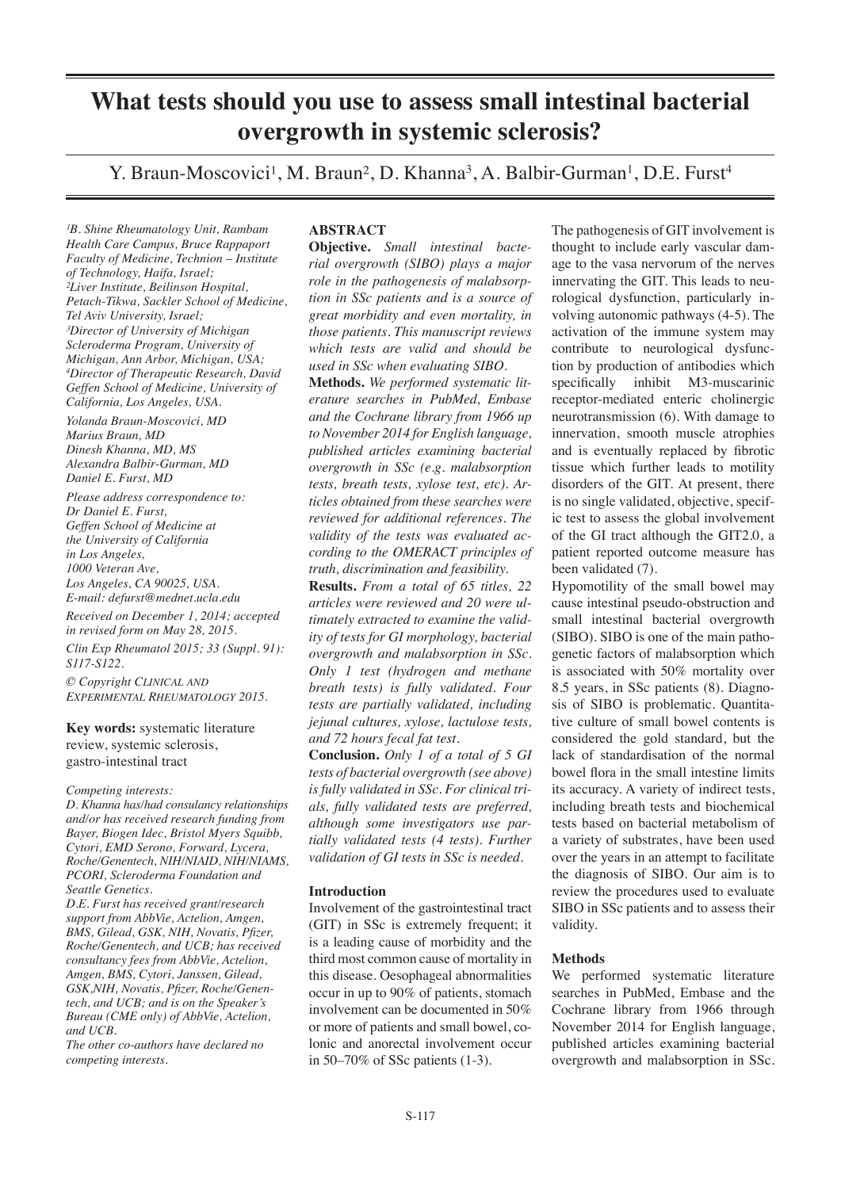# What tests should you use to assess small intestinal bacterial overgrowth in systemic sclerosis?

Y. Braun-Moscovici[1], M. Braun[2], D. Khanna[3], A. Balbir-Gurman[1], D.E. Furst[4]

*[1]B. Shine Rheumatology Unit, Rambam Health Care Campus, Bruce Rappaport Faculty of Medicine, Technion – Institute of Technology, Haifa, Israel;*
*[2]Liver Institute, Beilinson Hospital, Petach-Tikwa, Sackler School of Medicine, Tel Aviv University, Israel;*
*[3]Director of University of Michigan Scleroderma Program, University of Michigan, Ann Arbor, Michigan, USA;*
*[4]Director of Therapeutic Research, David Geffen School of Medicine, University of California, Los Angeles, USA.*

*Yolanda Braun-Moscovici, MD*
*Marius Braun, MD*
*Dinesh Khanna, MD, MS*
*Alexandra Balbir-Gurman, MD*
*Daniel E. Furst, MD*

*Please address correspondence to:*
*Dr Daniel E. Furst,*
*Geffen School of Medicine at the University of California in Los Angeles,*
*1000 Veteran Ave,*
*Los Angeles, CA 90025, USA.*
*E-mail: defurst@mednet.ucla.edu*

*Received on December 1, 2014; accepted in revised form on May 28, 2015.*

*Clin Exp Rheumatol 2015; 33 (Suppl. 91): S117-S122.*

*© Copyright Clinical and Experimental Rheumatology 2015.*

**Key words:** systematic literature review, systemic sclerosis, gastro-intestinal tract

*Competing interests:*
*D. Khanna has/had consulancy relationships and/or has received research funding from Bayer, Biogen Idec, Bristol Myers Squibb, Cytori, EMD Serono, Forward, Lycera, Roche/Genentech, NIH/NIAID, NIH/NIAMS, PCORI, Scleroderma Foundation and Seattle Genetics.*
*D.E. Furst has received grant/research support from AbbVie, Actelion, Amgen, BMS, Gilead, GSK, NIH, Novatis, Pfizer, Roche/Genentech, and UCB; has received consultancy fees from AbbVie, Actelion, Amgen, BMS, Cytori, Janssen, Gilead, GSK,NIH, Novatis, Pfizer, Roche/Genentech, and UCB; and is on the Speaker's Bureau (CME only) of AbbVie, Actelion, and UCB.*
*The other co-authors have declared no competing interests.*

## ABSTRACT

**Objective.** *Small intestinal bacterial overgrowth (SIBO) plays a major role in the pathogenesis of malabsorption in SSc patients and is a source of great morbidity and even mortality, in those patients. This manuscript reviews which tests are valid and should be used in SSc when evaluating SIBO.*

**Methods.** *We performed systematic literature searches in PubMed, Embase and the Cochrane library from 1966 up to November 2014 for English language, published articles examining bacterial overgrowth in SSc (e.g. malabsorption tests, breath tests, xylose test, etc). Articles obtained from these searches were reviewed for additional references. The validity of the tests was evaluated according to the OMERACT principles of truth, discrimination and feasibility.*

**Results.** *From a total of 65 titles, 22 articles were reviewed and 20 were ultimately extracted to examine the validity of tests for GI morphology, bacterial overgrowth and malabsorption in SSc. Only 1 test (hydrogen and methane breath tests) is fully validated. Four tests are partially validated, including jejunal cultures, xylose, lactulose tests, and 72 hours fecal fat test.*

**Conclusion.** *Only 1 of a total of 5 GI tests of bacterial overgrowth (see above) is fully validated in SSc. For clinical trials, fully validated tests are preferred, although some investigators use partially validated tests (4 tests). Further validation of GI tests in SSc is needed.*

## Introduction

Involvement of the gastrointestinal tract (GIT) in SSc is extremely frequent; it is a leading cause of morbidity and the third most common cause of mortality in this disease. Oesophageal abnormalities occur in up to 90% of patients, stomach involvement can be documented in 50% or more of patients and small bowel, colonic and anorectal involvement occur in 50–70% of SSc patients (1-3).

The pathogenesis of GIT involvement is thought to include early vascular damage to the vasa nervorum of the nerves innervating the GIT. This leads to neurological dysfunction, particularly involving autonomic pathways (4-5). The activation of the immune system may contribute to neurological dysfunction by production of antibodies which specifically inhibit M3-muscarinic receptor-mediated enteric cholinergic neurotransmission (6). With damage to innervation, smooth muscle atrophies and is eventually replaced by fibrotic tissue which further leads to motility disorders of the GIT. At present, there is no single validated, objective, specific test to assess the global involvement of the GI tract although the GIT2.0, a patient reported outcome measure has been validated (7).

Hypomotility of the small bowel may cause intestinal pseudo-obstruction and small intestinal bacterial overgrowth (SIBO). SIBO is one of the main pathogenetic factors of malabsorption which is associated with 50% mortality over 8.5 years, in SSc patients (8). Diagnosis of SIBO is problematic. Quantitative culture of small bowel contents is considered the gold standard, but the lack of standardisation of the normal bowel flora in the small intestine limits its accuracy. A variety of indirect tests, including breath tests and biochemical tests based on bacterial metabolism of a variety of substrates, have been used over the years in an attempt to facilitate the diagnosis of SIBO. Our aim is to review the procedures used to evaluate SIBO in SSc patients and to assess their validity.

## Methods

We performed systematic literature searches in PubMed, Embase and the Cochrane library from 1966 through November 2014 for English language, published articles examining bacterial overgrowth and malabsorption in SSc.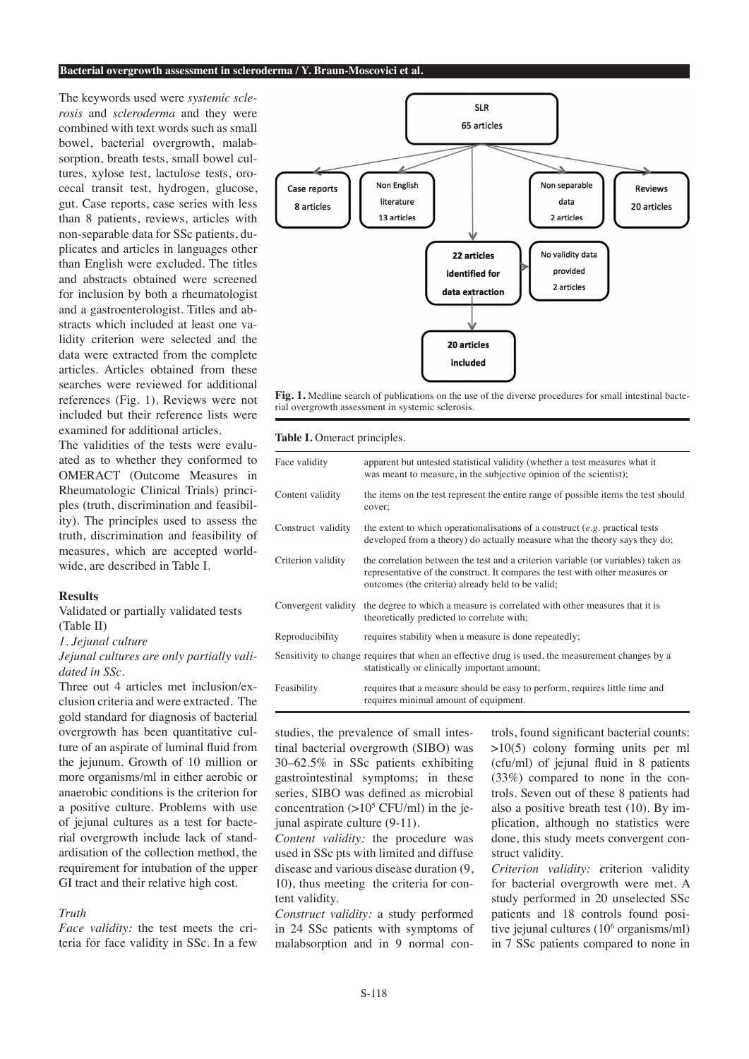The keywords used were *systemic sclerosis* and *scleroderma* and they were combined with text words such as small bowel, bacterial overgrowth, malabsorption, breath tests, small bowel cultures, xylose test, lactulose tests, orocecal transit test, hydrogen, glucose, gut. Case reports, case series with less than 8 patients, reviews, articles with non-separable data for SSc patients, duplicates and articles in languages other than English were excluded. The titles and abstracts obtained were screened for inclusion by both a rheumatologist and a gastroenterologist. Titles and abstracts which included at least one validity criterion were selected and the data were extracted from the complete articles. Articles obtained from these searches were reviewed for additional references (Fig. 1). Reviews were not included but their reference lists were examined for additional articles.

The validities of the tests were evaluated as to whether they conformed to OMERACT (Outcome Measures in Rheumatologic Clinical Trials) principles (truth, discrimination and feasibility). The principles used to assess the truth, discrimination and feasibility of measures, which are accepted worldwide, are described in Table I.

SLR 65 articles → Case reports 8 articles; Non English literature 13 articles; Non separable data 2 articles; Reviews 20 articles; → 22 articles identified for data extraction → No validity data provided 2 articles → 20 articles included

**Fig. 1.** Medline search of publications on the use of the diverse procedures for small intestinal bacterial overgrowth assessment in systemic sclerosis.

**Table I.** Omeract principles.

| | |
|---|---|
| Face validity | apparent but untested statistical validity (whether a test measures what it was meant to measure, in the subjective opinion of the scientist); |
| Content validity | the items on the test represent the entire range of possible items the test should cover; |
| Construct validity | the extent to which operationalisations of a construct (*e.g.* practical tests developed from a theory) do actually measure what the theory says they do; |
| Criterion validity | the correlation between the test and a criterion variable (or variables) taken as representative of the construct. It compares the test with other measures or outcomes (the criteria) already held to be valid; |
| Convergent validity | the degree to which a measure is correlated with other measures that it is theoretically predicted to correlate with; |
| Reproducibility | requires stability when a measure is done repeatedly; |
| Sensitivity to change | requires that when an effective drug is used, the measurement changes by a statistically or clinically important amount; |
| Feasibility | requires that a measure should be easy to perform, requires little time and requires minimal amount of equipment. |

## Results

Validated or partially validated tests (Table II)

*1. Jejunal culture*

*Jejunal cultures are only partially validated in SSc.*

Three out 4 articles met inclusion/exclusion criteria and were extracted. The gold standard for diagnosis of bacterial overgrowth has been quantitative culture of an aspirate of luminal fluid from the jejunum. Growth of 10 million or more organisms/ml in either aerobic or anaerobic conditions is the criterion for a positive culture. Problems with use of jejunal cultures as a test for bacterial overgrowth include lack of standardisation of the collection method, the requirement for intubation of the upper GI tract and their relative high cost.

### *Truth*

*Face validity:* the test meets the criteria for face validity in SSc. In a few studies, the prevalence of small intestinal bacterial overgrowth (SIBO) was 30–62.5% in SSc patients exhibiting gastrointestinal symptoms; in these series, SIBO was defined as microbial concentration (>$10^5$ CFU/ml) in the jejunal aspirate culture (9-11).

*Content validity:* the procedure was used in SSc pts with limited and diffuse disease and various disease duration (9, 10), thus meeting the criteria for content validity.

*Construct validity:* a study performed in 24 SSc patients with symptoms of malabsorption and in 9 normal controls, found significant bacterial counts: >10(5) colony forming units per ml (cfu/ml) of jejunal fluid in 8 patients (33%) compared to none in the controls. Seven out of these 8 patients had also a positive breath test (10). By implication, although no statistics were done, this study meets convergent construct validity.

*Criterion validity:* **c**riterion validity for bacterial overgrowth were met. A study performed in 20 unselected SSc patients and 18 controls found positive jejunal cultures ($10^6$ organisms/ml) in 7 SSc patients compared to none in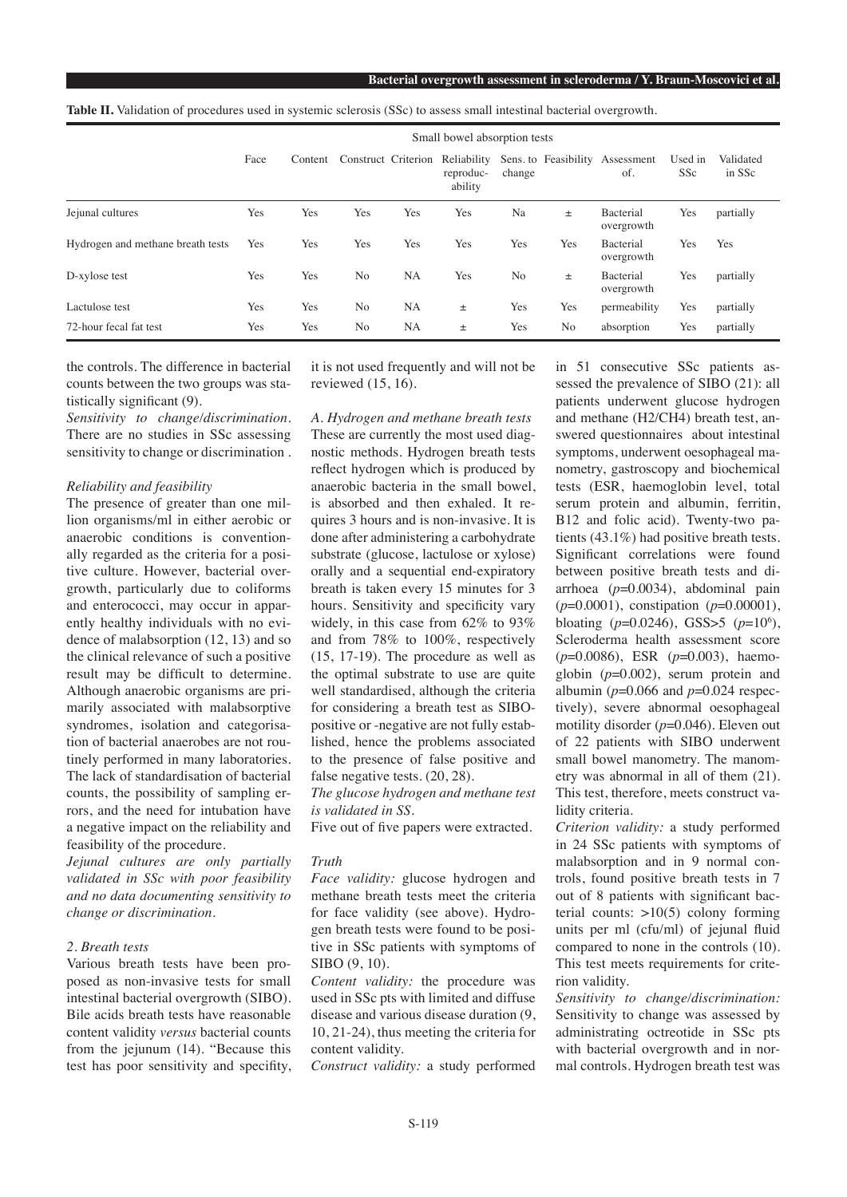**Table II.** Validation of procedures used in systemic sclerosis (SSc) to assess small intestinal bacterial overgrowth.

| | Small bowel absorption tests | | | | | | | | | |
|---|---|---|---|---|---|---|---|---|---|---|
| | Face | Content | Construct | Criterion | Reliability reproduc-ability | Sens. to change | Feasibility | Assessment of. | Used in SSc | Validated in SSc |
| Jejunal cultures | Yes | Yes | Yes | Yes | Yes | Na | ± | Bacterial overgrowth | Yes | partially |
| Hydrogen and methane breath tests | Yes | Yes | Yes | Yes | Yes | Yes | Yes | Bacterial overgrowth | Yes | Yes |
| D-xylose test | Yes | Yes | No | NA | Yes | No | ± | Bacterial overgrowth | Yes | partially |
| Lactulose test | Yes | Yes | No | NA | ± | Yes | Yes | permeability | Yes | partially |
| 72-hour fecal fat test | Yes | Yes | No | NA | ± | Yes | No | absorption | Yes | partially |

the controls. The difference in bacterial counts between the two groups was statistically significant (9).

*Sensitivity to change/discrimination.* There are no studies in SSc assessing sensitivity to change or discrimination .

*Reliability and feasibility*

The presence of greater than one million organisms/ml in either aerobic or anaerobic conditions is conventionally regarded as the criteria for a positive culture. However, bacterial overgrowth, particularly due to coliforms and enterococci, may occur in apparently healthy individuals with no evidence of malabsorption (12, 13) and so the clinical relevance of such a positive result may be difficult to determine. Although anaerobic organisms are primarily associated with malabsorptive syndromes, isolation and categorisation of bacterial anaerobes are not routinely performed in many laboratories. The lack of standardisation of bacterial counts, the possibility of sampling errors, and the need for intubation have a negative impact on the reliability and feasibility of the procedure.

*Jejunal cultures are only partially validated in SSc with poor feasibility and no data documenting sensitivity to change or discrimination.*

*2. Breath tests*

Various breath tests have been proposed as non-invasive tests for small intestinal bacterial overgrowth (SIBO). Bile acids breath tests have reasonable content validity *versus* bacterial counts from the jejunum (14). "Because this test has poor sensitivity and specifity, it is not used frequently and will not be reviewed (15, 16).

*A. Hydrogen and methane breath tests*

These are currently the most used diagnostic methods. Hydrogen breath tests reflect hydrogen which is produced by anaerobic bacteria in the small bowel, is absorbed and then exhaled. It requires 3 hours and is non-invasive. It is done after administering a carbohydrate substrate (glucose, lactulose or xylose) orally and a sequential end-expiratory breath is taken every 15 minutes for 3 hours. Sensitivity and specificity vary widely, in this case from 62% to 93% and from 78% to 100%, respectively (15, 17-19). The procedure as well as the optimal substrate to use are quite well standardised, although the criteria for considering a breath test as SIBO-positive or -negative are not fully established, hence the problems associated to the presence of false positive and false negative tests. (20, 28).

*The glucose hydrogen and methane test is validated in SS.*

Five out of five papers were extracted.

*Truth*

*Face validity:* glucose hydrogen and methane breath tests meet the criteria for face validity (see above). Hydrogen breath tests were found to be positive in SSc patients with symptoms of SIBO (9, 10).

*Content validity:* the procedure was used in SSc pts with limited and diffuse disease and various disease duration (9, 10, 21-24), thus meeting the criteria for content validity.

*Construct validity:* a study performed in 51 consecutive SSc patients assessed the prevalence of SIBO (21): all patients underwent glucose hydrogen and methane ($H_2/CH_4$) breath test, answered questionnaires about intestinal symptoms, underwent oesophageal manometry, gastroscopy and biochemical tests (ESR, haemoglobin level, total serum protein and albumin, ferritin, B12 and folic acid). Twenty-two patients (43.1%) had positive breath tests. Significant correlations were found between positive breath tests and diarrhoea ($p$=0.0034), abdominal pain ($p$=0.0001), constipation ($p$=0.00001), bloating ($p$=0.0246), GSS>5 ($p$=$10^6$), Scleroderma health assessment score ($p$=0.0086), ESR ($p$=0.003), haemoglobin ($p$=0.002), serum protein and albumin ($p$=0.066 and $p$=0.024 respectively), severe abnormal oesophageal motility disorder ($p$=0.046). Eleven out of 22 patients with SIBO underwent small bowel manometry. The manometry was abnormal in all of them (21). This test, therefore, meets construct validity criteria.

*Criterion validity:* a study performed in 24 SSc patients with symptoms of malabsorption and in 9 normal controls, found positive breath tests in 7 out of 8 patients with significant bacterial counts: >10(5) colony forming units per ml (cfu/ml) of jejunal fluid compared to none in the controls (10). This test meets requirements for criterion validity.

*Sensitivity to change/discrimination:* Sensitivity to change was assessed by administrating octreotide in SSc pts with bacterial overgrowth and in normal controls. Hydrogen breath test was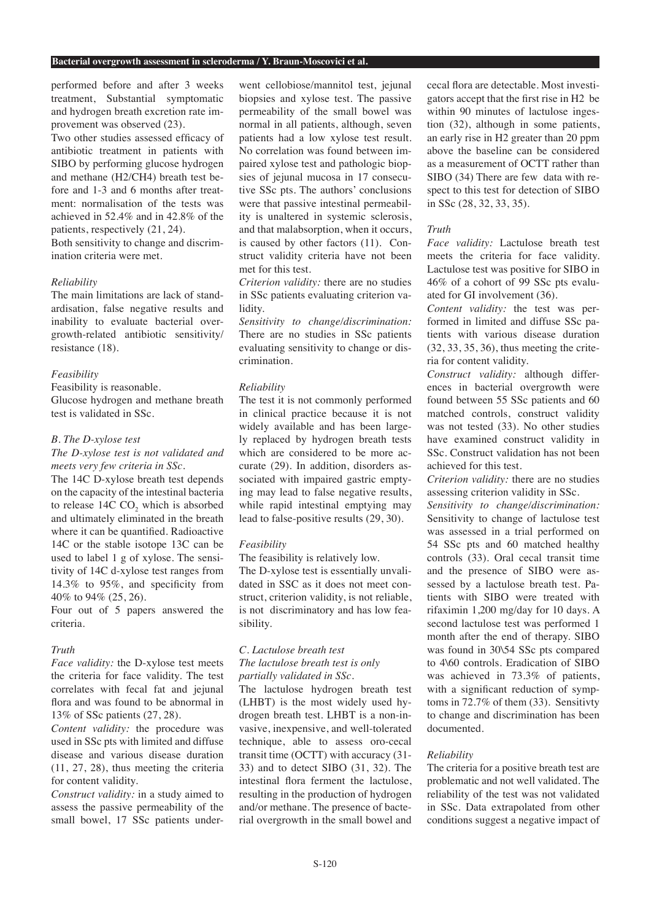performed before and after 3 weeks treatment, Substantial symptomatic and hydrogen breath excretion rate improvement was observed (23).

Two other studies assessed efficacy of antibiotic treatment in patients with SIBO by performing glucose hydrogen and methane (H2/CH4) breath test before and 1-3 and 6 months after treatment: normalisation of the tests was achieved in 52.4% and in 42.8% of the patients, respectively (21, 24).

Both sensitivity to change and discrimination criteria were met.

*Reliability*

The main limitations are lack of standardisation, false negative results and inability to evaluate bacterial overgrowth-related antibiotic sensitivity/resistance (18).

*Feasibility*

Feasibility is reasonable.

Glucose hydrogen and methane breath test is validated in SSc.

*B. The D-xylose test*

*The D-xylose test is not validated and meets very few criteria in SSc.*

The 14C D-xylose breath test depends on the capacity of the intestinal bacteria to release 14C $CO_2$ which is absorbed and ultimately eliminated in the breath where it can be quantified. Radioactive 14C or the stable isotope 13C can be used to label 1 g of xylose. The sensitivity of 14C d-xylose test ranges from 14.3% to 95%, and specificity from 40% to 94% (25, 26).

Four out of 5 papers answered the criteria.

*Truth*

*Face validity:* the D-xylose test meets the criteria for face validity. The test correlates with fecal fat and jejunal flora and was found to be abnormal in 13% of SSc patients (27, 28).

*Content validity:* the procedure was used in SSc pts with limited and diffuse disease and various disease duration (11, 27, 28), thus meeting the criteria for content validity.

*Construct validity:* in a study aimed to assess the passive permeability of the small bowel, 17 SSc patients underwent cellobiose/mannitol test, jejunal biopsies and xylose test. The passive permeability of the small bowel was normal in all patients, although, seven patients had a low xylose test result. No correlation was found between impaired xylose test and pathologic biopsies of jejunal mucosa in 17 consecutive SSc pts. The authors' conclusions were that passive intestinal permeability is unaltered in systemic sclerosis, and that malabsorption, when it occurs, is caused by other factors (11). Construct validity criteria have not been met for this test.

*Criterion validity:* there are no studies in SSc patients evaluating criterion validity.

*Sensitivity to change/discrimination:* There are no studies in SSc patients evaluating sensitivity to change or discrimination.

*Reliability*

The test it is not commonly performed in clinical practice because it is not widely available and has been largely replaced by hydrogen breath tests which are considered to be more accurate (29). In addition, disorders associated with impaired gastric emptying may lead to false negative results, while rapid intestinal emptying may lead to false-positive results (29, 30).

*Feasibility*

The feasibility is relatively low.

The D-xylose test is essentially unvalidated in SSC as it does not meet construct, criterion validity, is not reliable, is not discriminatory and has low feasibility.

*C. Lactulose breath test*

*The lactulose breath test is only partially validated in SSc.*

The lactulose hydrogen breath test (LHBT) is the most widely used hydrogen breath test. LHBT is a non-invasive, inexpensive, and well-tolerated technique, able to assess oro-cecal transit time (OCTT) with accuracy (31-33) and to detect SIBO (31, 32). The intestinal flora ferment the lactulose, resulting in the production of hydrogen and/or methane. The presence of bacterial overgrowth in the small bowel and cecal flora are detectable. Most investigators accept that the first rise in H2 be within 90 minutes of lactulose ingestion (32), although in some patients, an early rise in H2 greater than 20 ppm above the baseline can be considered as a measurement of OCTT rather than SIBO (34) There are few data with respect to this test for detection of SIBO in SSc (28, 32, 33, 35).

*Truth*

*Face validity:* Lactulose breath test meets the criteria for face validity. Lactulose test was positive for SIBO in 46% of a cohort of 99 SSc pts evaluated for GI involvement (36).

*Content validity:* the test was performed in limited and diffuse SSc patients with various disease duration (32, 33, 35, 36), thus meeting the criteria for content validity.

*Construct validity:* although differences in bacterial overgrowth were found between 55 SSc patients and 60 matched controls, construct validity was not tested (33). No other studies have examined construct validity in SSc. Construct validation has not been achieved for this test.

*Criterion validity:* there are no studies assessing criterion validity in SSc.

*Sensitivity to change/discrimination:* Sensitivity to change of lactulose test was assessed in a trial performed on 54 SSc pts and 60 matched healthy controls (33). Oral cecal transit time and the presence of SIBO were assessed by a lactulose breath test. Patients with SIBO were treated with rifaximin 1,200 mg/day for 10 days. A second lactulose test was performed 1 month after the end of therapy. SIBO was found in 30\54 SSc pts compared to 4\60 controls. Eradication of SIBO was achieved in 73.3% of patients, with a significant reduction of symptoms in 72.7% of them (33). Sensitivty to change and discrimination has been documented.

*Reliability*

The criteria for a positive breath test are problematic and not well validated. The reliability of the test was not validated in SSc. Data extrapolated from other conditions suggest a negative impact of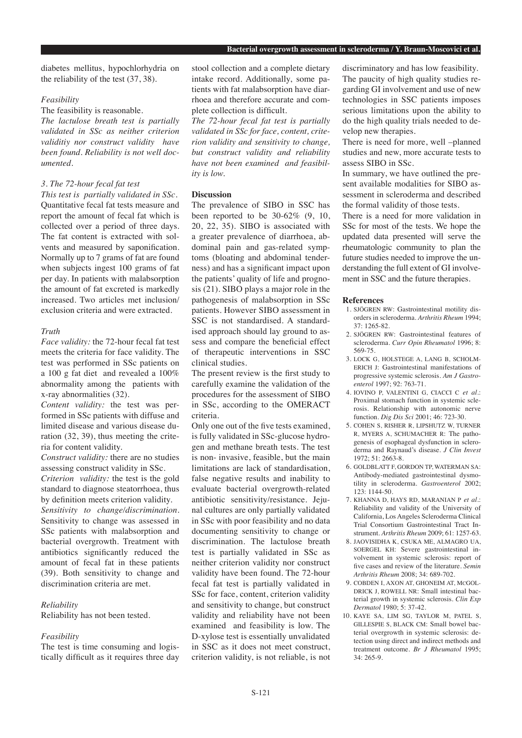diabetes mellitus, hypochlorhydria on the reliability of the test (37, 38).

*Feasibility*

The feasibility is reasonable.

*The lactulose breath test is partially validated in SSc as neither criterion validitiy nor construct validity have been found. Reliability is not well documented.*

*3. The 72-hour fecal fat test*

*This test is partially validated in SSc.* Quantitative fecal fat tests measure and report the amount of fecal fat which is collected over a period of three days. The fat content is extracted with solvents and measured by saponification. Normally up to 7 grams of fat are found when subjects ingest 100 grams of fat per day. In patients with malabsorption the amount of fat excreted is markedly increased. Two articles met inclusion/exclusion criteria and were extracted.

*Truth*

*Face validity:* the 72-hour fecal fat test meets the criteria for face validity. The test was performed in SSc patients on a 100 g fat diet and revealed a 100% abnormality among the patients with x-ray abnormalities (32).

*Content validity:* the test was performed in SSc patients with diffuse and limited disease and various disease duration (32, 39), thus meeting the criteria for content validity.

*Construct validity:* there are no studies assessing construct validity in SSc.

*Criterion validity:* the test is the gold standard to diagnose steatorrhoea, thus by definition meets criterion validity.

*Sensitivity to change/discrimination.* Sensitivity to change was assessed in SSc patients with malabsorption and bacterial overgrowth. Treatment with antibiotics significantly reduced the amount of fecal fat in these patients (39). Both sensitivity to change and discrimination criteria are met.

*Reliability*

Reliability has not been tested.

*Feasibility*

The test is time consuming and logistically difficult as it requires three day stool collection and a complete dietary intake record. Additionally, some patients with fat malabsorption have diarrhoea and therefore accurate and complete collection is difficult.

*The 72-hour fecal fat test is partially validated in SSc for face, content, criterion validity and sensitivity to change, but construct validity and reliability have not been examined and feasibility is low.*

## Discussion

The prevalence of SIBO in SSC has been reported to be 30-62% (9, 10, 20, 22, 35). SIBO is associated with a greater prevalence of diarrhoea, abdominal pain and gas-related symptoms (bloating and abdominal tenderness) and has a significant impact upon the patients' quality of life and prognosis (21). SIBO plays a major role in the pathogenesis of malabsorption in SSc patients. However SIBO assessment in SSC is not standardised. A standardised approach should lay ground to assess and compare the beneficial effect of therapeutic interventions in SSC clinical studies.

The present review is the first study to carefully examine the validation of the procedures for the assessment of SIBO in SSc, according to the OMERACT criteria.

Only one out of the five tests examined, is fully validated in SSc-glucose hydrogen and methane breath tests. The test is non- invasive, feasible, but the main limitations are lack of standardisation, false negative results and inability to evaluate bacterial overgrowth-related antibiotic sensitivity/resistance. Jejunal cultures are only partially validated in SSc with poor feasibility and no data documenting sensitivity to change or discrimination. The lactulose breath test is partially validated in SSc as neither criterion validity nor construct validity have been found. The 72-hour fecal fat test is partially validated in SSc for face, content, criterion validity and sensitivity to change, but construct validity and reliability have not been examined and feasibility is low. The D-xylose test is essentially unvalidated in SSC as it does not meet construct, criterion validity, is not reliable, is not discriminatory and has low feasibility.

The paucity of high quality studies regarding GI involvement and use of new technologies in SSC patients imposes serious limitations upon the ability to do the high quality trials needed to develop new therapies.

There is need for more, well –planned studies and new, more accurate tests to assess SIBO in SSc.

In summary, we have outlined the present available modalities for SIBO assessment in scleroderma and described the formal validity of those tests.

There is a need for more validation in SSc for most of the tests. We hope the updated data presented will serve the rheumatologic community to plan the future studies needed to improve the understanding the full extent of GI involvement in SSC and the future therapies.

## References

1. SJÖGREN RW: Gastrointestinal motility disorders in scleroderma. *Arthritis Rheum* 1994; 37: 1265-82.
2. SJÖGREN RW: Gastrointestinal features of scleroderma. *Curr Opin Rheumatol* 1996; 8: 569-75.
3. LOCK G, HOLSTEGE A, LANG B, SCHOLMERICH J: Gastrointestinal manifestations of progressive systemic sclerosis. *Am J Gastroenterol* 1997; 92: 763-71.
4. IOVINO P, VALENTINI G, CIACCI C *et al.*: Proximal stomach function in systemic sclerosis. Relationship with autonomic nerve function. *Dig Dis Sci* 2001; 46: 723-30.
5. COHEN S, RISHER R, LIPSHUTZ W, TURNER R, MYERS A, SCHUMACHER R: The pathogenesis of esophageal dysfunction in scleroderma and Raynaud's disease. *J Clin Invest* 1972; 51: 2663-8.
6. GOLDBLATT F, GORDON TP, WATERMAN SA: Antibody-mediated gastrointestinal dysmotility in scleroderma. *Gastroenterol* 2002; 123: 1144-50.
7. KHANNA D, HAYS RD, MARANIAN P *et al.*: Reliability and validity of the University of California, Los Angeles Scleroderma Clinical Trial Consortium Gastrointestinal Tract Instrument. *Arthritis Rheum* 2009; 61: 1257-63.
8. JAOVISIDHA K, CSUKA ME, ALMAGRO UA, SOERGEL KH: Severe gastrointestinal involvement in systemic sclerosis: report of five cases and review of the literature. *Semin Arthritis Rheum* 2008; 34: 689-702.
9. COBDEN I, AXON AT, GHONEIM AT, MCGOLDRICK J, ROWELL NR: Small intestinal bacterial growth in systemic sclerosis. *Clin Exp Dermatol* 1980; 5: 37-42.
10. KAYE SA, LIM SG, TAYLOR M, PATEL S, GILLESPIE S, BLACK CM: Small bowel bacterial overgrowth in systemic sclerosis: detection using direct and indirect methods and treatment outcome. *Br J Rheumatol* 1995; 34: 265-9.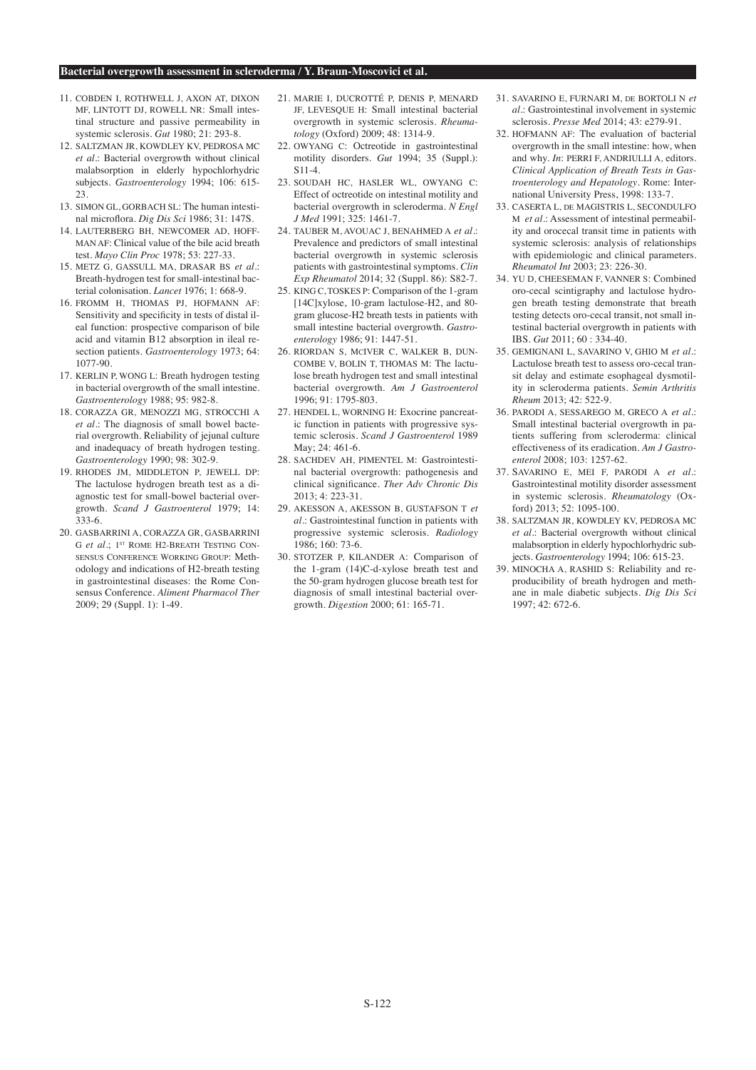11. COBDEN I, ROTHWELL J, AXON AT, DIXON MF, LINTOTT DJ, ROWELL NR: Small intestinal structure and passive permeability in systemic sclerosis. *Gut* 1980; 21: 293-8.
12. SALTZMAN JR, KOWDLEY KV, PEDROSA MC *et al.*: Bacterial overgrowth without clinical malabsorption in elderly hypochlorhydric subjects. *Gastroenterology* 1994; 106: 615-23.
13. SIMON GL, GORBACH SL: The human intestinal microflora. *Dig Dis Sci* 1986; 31: 147S.
14. LAUTERBERG BH, NEWCOMER AD, HOFFMAN AF: Clinical value of the bile acid breath test. *Mayo Clin Proc* 1978; 53: 227-33.
15. METZ G, GASSULL MA, DRASAR BS *et al.*: Breath-hydrogen test for small-intestinal bacterial colonisation. *Lancet* 1976; 1: 668-9.
16. FROMM H, THOMAS PJ, HOFMANN AF: Sensitivity and specificity in tests of distal ileal function: prospective comparison of bile acid and vitamin B12 absorption in ileal resection patients. *Gastroenterology* 1973; 64: 1077-90.
17. KERLIN P, WONG L: Breath hydrogen testing in bacterial overgrowth of the small intestine. *Gastroenterology* 1988; 95: 982-8.
18. CORAZZA GR, MENOZZI MG, STROCCHI A *et al.*: The diagnosis of small bowel bacterial overgrowth. Reliability of jejunal culture and inadequacy of breath hydrogen testing. *Gastroenterology* 1990; 98: 302-9.
19. RHODES JM, MIDDLETON P, JEWELL DP: The lactulose hydrogen breath test as a diagnostic test for small-bowel bacterial overgrowth. *Scand J Gastroenterol* 1979; 14: 333-6.
20. GASBARRINI A, CORAZZA GR, GASBARRINI G *et al.*; 1ST ROME H2-BREATH TESTING CONSENSUS CONFERENCE WORKING GROUP: Methodology and indications of H2-breath testing in gastrointestinal diseases: the Rome Consensus Conference. *Aliment Pharmacol Ther* 2009; 29 (Suppl. 1): 1-49.
21. MARIE I, DUCROTTÉ P, DENIS P, MENARD JF, LEVESQUE H: Small intestinal bacterial overgrowth in systemic sclerosis. *Rheumatology* (Oxford) 2009; 48: 1314-9.
22. OWYANG C: Octreotide in gastrointestinal motility disorders. *Gut* 1994; 35 (Suppl.): S11-4.
23. SOUDAH HC, HASLER WL, OWYANG C: Effect of octreotide on intestinal motility and bacterial overgrowth in scleroderma. *N Engl J Med* 1991; 325: 1461-7.
24. TAUBER M, AVOUAC J, BENAHMED A *et al.*: Prevalence and predictors of small intestinal bacterial overgrowth in systemic sclerosis patients with gastrointestinal symptoms. *Clin Exp Rheumatol* 2014; 32 (Suppl. 86): S82-7.
25. KING C, TOSKES P: Comparison of the 1-gram [14C]xylose, 10-gram lactulose-H2, and 80-gram glucose-H2 breath tests in patients with small intestine bacterial overgrowth. *Gastroenterology* 1986; 91: 1447-51.
26. RIORDAN S, MCIVER C, WALKER B, DUNCOMBE V, BOLIN T, THOMAS M: The lactulose breath hydrogen test and small intestinal bacterial overgrowth. *Am J Gastroenterol* 1996; 91: 1795-803.
27. HENDEL L, WORNING H: Exocrine pancreatic function in patients with progressive systemic sclerosis. *Scand J Gastroenterol* 1989 May; 24: 461-6.
28. SACHDEV AH, PIMENTEL M: Gastrointestinal bacterial overgrowth: pathogenesis and clinical significance. *Ther Adv Chronic Dis* 2013; 4: 223-31.
29. AKESSON A, AKESSON B, GUSTAFSON T *et al.*: Gastrointestinal function in patients with progressive systemic sclerosis. *Radiology* 1986; 160: 73-6.
30. STOTZER P, KILANDER A: Comparison of the 1-gram (14)C-d-xylose breath test and the 50-gram hydrogen glucose breath test for diagnosis of small intestinal bacterial overgrowth. *Digestion* 2000; 61: 165-71.
31. SAVARINO E, FURNARI M, DE BORTOLI N *et al.*: Gastrointestinal involvement in systemic sclerosis. *Presse Med* 2014; 43: e279-91.
32. HOFMANN AF: The evaluation of bacterial overgrowth in the small intestine: how, when and why. *In*: PERRI F, ANDRIULLI A, editors. *Clinical Application of Breath Tests in Gastroenterology and Hepatology*. Rome: International University Press, 1998: 133-7.
33. CASERTA L, DE MAGISTRIS L, SECONDULFO M *et al.*: Assessment of intestinal permeability and orocecal transit time in patients with systemic sclerosis: analysis of relationships with epidemiologic and clinical parameters. *Rheumatol Int* 2003; 23: 226-30.
34. YU D, CHEESEMAN F, VANNER S: Combined oro-caecal scintigraphy and lactulose hydrogen breath testing demonstrate that breath testing detects oro-cecal transit, not small intestinal bacterial overgrowth in patients with IBS. *Gut* 2011; 60 : 334-40.
35. GEMIGNANI L, SAVARINO V, GHIO M *et al.*: Lactulose breath test to assess oro-cecal transit delay and estimate esophageal dysmotility in scleroderma patients. *Semin Arthritis Rheum* 2013; 42: 522-9.
36. PARODI A, SESSAREGO M, GRECO A *et al.*: Small intestinal bacterial overgrowth in patients suffering from scleroderma: clinical effectiveness of its eradication. *Am J Gastroenterol* 2008; 103: 1257-62.
37. SAVARINO E, MEI F, PARODI A *et al.*: Gastrointestinal motility disorder assessment in systemic sclerosis. *Rheumatology* (Oxford) 2013; 52: 1095-100.
38. SALTZMAN JR, KOWDLEY KV, PEDROSA MC *et al.*: Bacterial overgrowth without clinical malabsorption in elderly hypochlorhydric subjects. *Gastroenterology* 1994; 106: 615-23.
39. MINOCHA A, RASHID S: Reliability and reproducibility of breath hydrogen and methane in male diabetic subjects. *Dig Dis Sci* 1997; 42: 672-6.